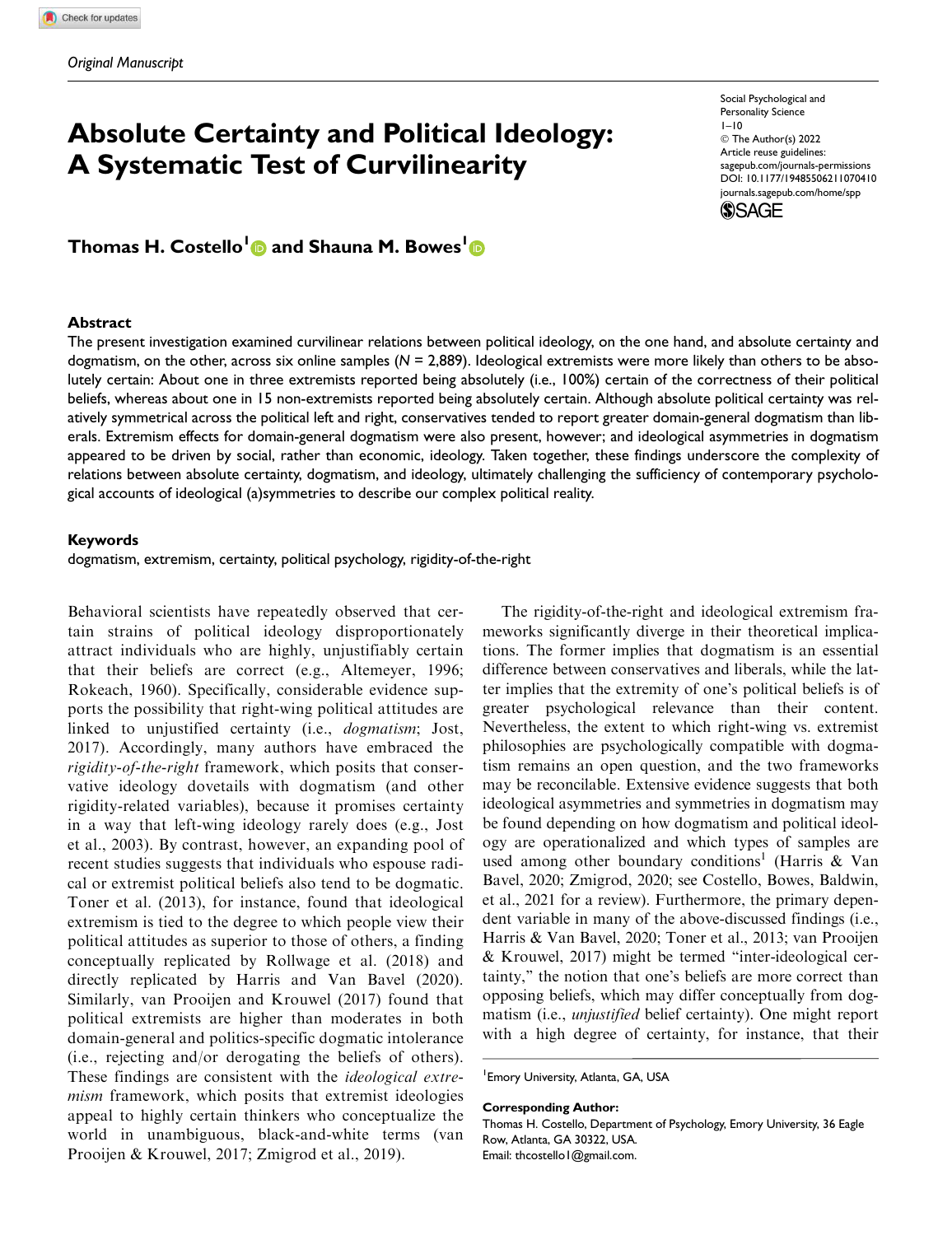*Original Manuscript*

# Absolute Certainty and Political Ideology: A Systematic Test of Curvilinearity

Social Psychological and Personality Science
© The Author(s) 2022
Article reuse guidelines: sagepub.com/journals-permissions
DOI: 10.1177/19485506211070410
journals.sagepub.com/home/spp

**Thomas H. Costello[1] and Shauna M. Bowes[1]**

## Abstract

The present investigation examined curvilinear relations between political ideology, on the one hand, and absolute certainty and dogmatism, on the other, across six online samples (*N* = 2,889). Ideological extremists were more likely than others to be absolutely certain: About one in three extremists reported being absolutely (i.e., 100%) certain of the correctness of their political beliefs, whereas about one in 15 non-extremists reported being absolutely certain. Although absolute political certainty was relatively symmetrical across the political left and right, conservatives tended to report greater domain-general dogmatism than liberals. Extremism effects for domain-general dogmatism were also present, however; and ideological asymmetries in dogmatism appeared to be driven by social, rather than economic, ideology. Taken together, these findings underscore the complexity of relations between absolute certainty, dogmatism, and ideology, ultimately challenging the sufficiency of contemporary psychological accounts of ideological (a)symmetries to describe our complex political reality.

### Keywords

dogmatism, extremism, certainty, political psychology, rigidity-of-the-right

Behavioral scientists have repeatedly observed that certain strains of political ideology disproportionately attract individuals who are highly, unjustifiably certain that their beliefs are correct (e.g., Altemeyer, 1996; Rokeach, 1960). Specifically, considerable evidence supports the possibility that right-wing political attitudes are linked to unjustified certainty (i.e., *dogmatism*; Jost, 2017). Accordingly, many authors have embraced the *rigidity-of-the-right* framework, which posits that conservative ideology dovetails with dogmatism (and other rigidity-related variables), because it promises certainty in a way that left-wing ideology rarely does (e.g., Jost et al., 2003). By contrast, however, an expanding pool of recent studies suggests that individuals who espouse radical or extremist political beliefs also tend to be dogmatic. Toner et al. (2013), for instance, found that ideological extremism is tied to the degree to which people view their political attitudes as superior to those of others, a finding conceptually replicated by Rollwage et al. (2018) and directly replicated by Harris and Van Bavel (2020). Similarly, van Prooijen and Krouwel (2017) found that political extremists are higher than moderates in both domain-general and politics-specific dogmatic intolerance (i.e., rejecting and/or derogating the beliefs of others). These findings are consistent with the *ideological extremism* framework, which posits that extremist ideologies appeal to highly certain thinkers who conceptualize the world in unambiguous, black-and-white terms (van Prooijen & Krouwel, 2017; Zmigrod et al., 2019).

The rigidity-of-the-right and ideological extremism frameworks significantly diverge in their theoretical implications. The former implies that dogmatism is an essential difference between conservatives and liberals, while the latter implies that the extremity of one's political beliefs is of greater psychological relevance than their content. Nevertheless, the extent to which right-wing vs. extremist philosophies are psychologically compatible with dogmatism remains an open question, and the two frameworks may be reconcilable. Extensive evidence suggests that both ideological asymmetries and symmetries in dogmatism may be found depending on how dogmatism and political ideology are operationalized and which types of samples are used among other boundary conditions[1] (Harris & Van Bavel, 2020; Zmigrod, 2020; see Costello, Bowes, Baldwin, et al., 2021 for a review). Furthermore, the primary dependent variable in many of the above-discussed findings (i.e., Harris & Van Bavel, 2020; Toner et al., 2013; van Prooijen & Krouwel, 2017) might be termed "inter-ideological certainty," the notion that one's beliefs are more correct than opposing beliefs, which may differ conceptually from dogmatism (i.e., *unjustified* belief certainty). One might report with a high degree of certainty, for instance, that their

[1]Emory University, Atlanta, GA, USA

**Corresponding Author:**
Thomas H. Costello, Department of Psychology, Emory University, 36 Eagle Row, Atlanta, GA 30322, USA.
Email: thcostello1@gmail.com.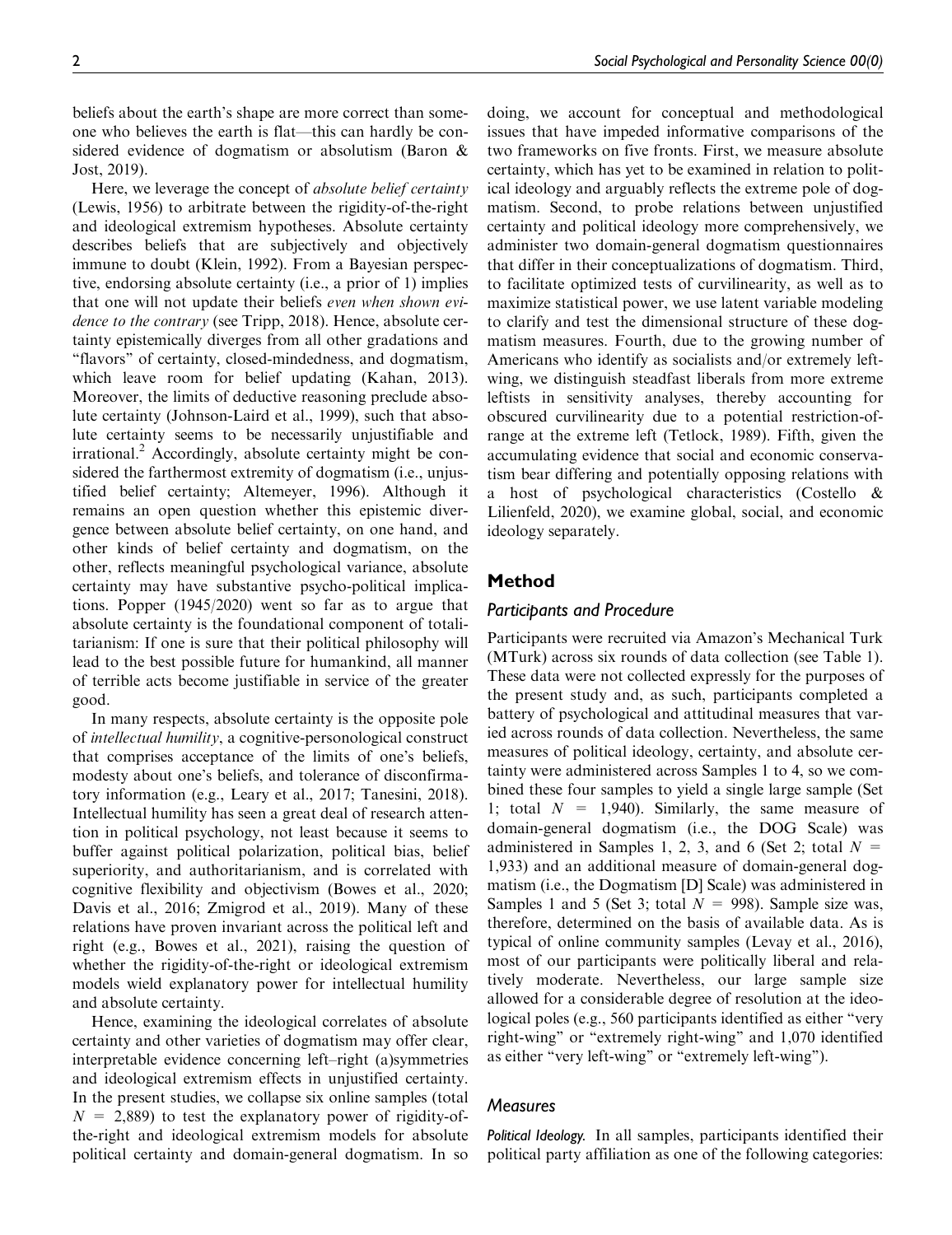beliefs about the earth's shape are more correct than someone who believes the earth is flat—this can hardly be considered evidence of dogmatism or absolutism (Baron & Jost, 2019).

Here, we leverage the concept of *absolute belief certainty* (Lewis, 1956) to arbitrate between the rigidity-of-the-right and ideological extremism hypotheses. Absolute certainty describes beliefs that are subjectively and objectively immune to doubt (Klein, 1992). From a Bayesian perspective, endorsing absolute certainty (i.e., a prior of 1) implies that one will not update their beliefs *even when shown evidence to the contrary* (see Tripp, 2018). Hence, absolute certainty epistemically diverges from all other gradations and "flavors" of certainty, closed-mindedness, and dogmatism, which leave room for belief updating (Kahan, 2013). Moreover, the limits of deductive reasoning preclude absolute certainty (Johnson-Laird et al., 1999), such that absolute certainty seems to be necessarily unjustifiable and irrational.[2] Accordingly, absolute certainty might be considered the farthermost extremity of dogmatism (i.e., unjustified belief certainty; Altemeyer, 1996). Although it remains an open question whether this epistemic divergence between absolute belief certainty, on one hand, and other kinds of belief certainty and dogmatism, on the other, reflects meaningful psychological variance, absolute certainty may have substantive psycho-political implications. Popper (1945/2020) went so far as to argue that absolute certainty is the foundational component of totalitarianism: If one is sure that their political philosophy will lead to the best possible future for humankind, all manner of terrible acts become justifiable in service of the greater good.

In many respects, absolute certainty is the opposite pole of *intellectual humility*, a cognitive-personological construct that comprises acceptance of the limits of one's beliefs, modesty about one's beliefs, and tolerance of disconfirmatory information (e.g., Leary et al., 2017; Tanesini, 2018). Intellectual humility has seen a great deal of research attention in political psychology, not least because it seems to buffer against political polarization, political bias, belief superiority, and authoritarianism, and is correlated with cognitive flexibility and objectivism (Bowes et al., 2020; Davis et al., 2016; Zmigrod et al., 2019). Many of these relations have proven invariant across the political left and right (e.g., Bowes et al., 2021), raising the question of whether the rigidity-of-the-right or ideological extremism models wield explanatory power for intellectual humility and absolute certainty.

Hence, examining the ideological correlates of absolute certainty and other varieties of dogmatism may offer clear, interpretable evidence concerning left–right (a)symmetries and ideological extremism effects in unjustified certainty. In the present studies, we collapse six online samples (total $N$ = 2,889) to test the explanatory power of rigidity-of-the-right and ideological extremism models for absolute political certainty and domain-general dogmatism. In so doing, we account for conceptual and methodological issues that have impeded informative comparisons of the two frameworks on five fronts. First, we measure absolute certainty, which has yet to be examined in relation to political ideology and arguably reflects the extreme pole of dogmatism. Second, to probe relations between unjustified certainty and political ideology more comprehensively, we administer two domain-general dogmatism questionnaires that differ in their conceptualizations of dogmatism. Third, to facilitate optimized tests of curvilinearity, as well as to maximize statistical power, we use latent variable modeling to clarify and test the dimensional structure of these dogmatism measures. Fourth, due to the growing number of Americans who identify as socialists and/or extremely left-wing, we distinguish steadfast liberals from more extreme leftists in sensitivity analyses, thereby accounting for obscured curvilinearity due to a potential restriction-of-range at the extreme left (Tetlock, 1989). Fifth, given the accumulating evidence that social and economic conservatism bear differing and potentially opposing relations with a host of psychological characteristics (Costello & Lilienfeld, 2020), we examine global, social, and economic ideology separately.

## Method

### Participants and Procedure

Participants were recruited via Amazon's Mechanical Turk (MTurk) across six rounds of data collection (see Table 1). These data were not collected expressly for the purposes of the present study and, as such, participants completed a battery of psychological and attitudinal measures that varied across rounds of data collection. Nevertheless, the same measures of political ideology, certainty, and absolute certainty were administered across Samples 1 to 4, so we combined these four samples to yield a single large sample (Set 1; total $N$ = 1,940). Similarly, the same measure of domain-general dogmatism (i.e., the DOG Scale) was administered in Samples 1, 2, 3, and 6 (Set 2; total $N$ = 1,933) and an additional measure of domain-general dogmatism (i.e., the Dogmatism [D] Scale) was administered in Samples 1 and 5 (Set 3; total $N$ = 998). Sample size was, therefore, determined on the basis of available data. As is typical of online community samples (Levay et al., 2016), most of our participants were politically liberal and relatively moderate. Nevertheless, our large sample size allowed for a considerable degree of resolution at the ideological poles (e.g., 560 participants identified as either "very right-wing" or "extremely right-wing" and 1,070 identified as either "very left-wing" or "extremely left-wing").

### Measures

***Political Ideology.*** In all samples, participants identified their political party affiliation as one of the following categories: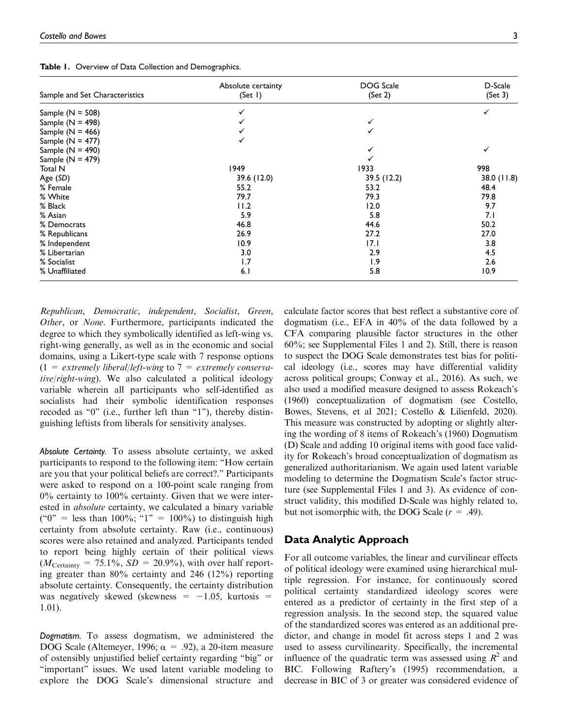**Table 1.** Overview of Data Collection and Demographics.

| Sample and Set Characteristics | Absolute certainty (Set 1) | DOG Scale (Set 2) | D-Scale (Set 3) |
|---|---|---|---|
| Sample (N = 508) | ✓ | | ✓ |
| Sample (N = 498) | ✓ | ✓ | |
| Sample (N = 466) | ✓ | ✓ | |
| Sample (N = 477) | ✓ | | |
| Sample (N = 490) | | ✓ | ✓ |
| Sample (N = 479) | | ✓ | |
| Total N | 1949 | 1933 | 998 |
| Age (*SD*) | 39.6 (12.0) | 39.5 (12.2) | 38.0 (11.8) |
| % Female | 55.2 | 53.2 | 48.4 |
| % White | 79.7 | 79.3 | 79.8 |
| % Black | 11.2 | 12.0 | 9.7 |
| % Asian | 5.9 | 5.8 | 7.1 |
| % Democrats | 46.8 | 44.6 | 50.2 |
| % Republicans | 26.9 | 27.2 | 27.0 |
| % Independent | 10.9 | 17.1 | 3.8 |
| % Libertarian | 3.0 | 2.9 | 4.5 |
| % Socialist | 1.7 | 1.9 | 2.6 |
| % Unaffiliated | 6.1 | 5.8 | 10.9 |

*Republican*, *Democratic*, *independent*, *Socialist*, *Green*, *Other*, or *None*. Furthermore, participants indicated the degree to which they symbolically identified as left-wing vs. right-wing generally, as well as in the economic and social domains, using a Likert-type scale with 7 response options (1 = *extremely liberal/left-wing* to 7 = *extremely conservative/right-wing*). We also calculated a political ideology variable wherein all participants who self-identified as socialists had their symbolic identification responses recoded as "0" (i.e., further left than "1"), thereby distinguishing leftists from liberals for sensitivity analyses.

*Absolute Certainty.* To assess absolute certainty, we asked participants to respond to the following item: "How certain are you that your political beliefs are correct?." Participants were asked to respond on a 100-point scale ranging from 0% certainty to 100% certainty. Given that we were interested in *absolute* certainty, we calculated a binary variable ("0" = less than 100%; "1" = 100%) to distinguish high certainty from absolute certainty. Raw (i.e., continuous) scores were also retained and analyzed. Participants tended to report being highly certain of their political views ($M_{\text{Certainty}}$ = 75.1%, *SD* = 20.9%), with over half reporting greater than 80% certainty and 246 (12%) reporting absolute certainty. Consequently, the certainty distribution was negatively skewed (skewness = −1.05, kurtosis = 1.01).

*Dogmatism.* To assess dogmatism, we administered the DOG Scale (Altemeyer, 1996; α = .92), a 20-item measure of ostensibly unjustified belief certainty regarding "big" or "important" issues. We used latent variable modeling to explore the DOG Scale's dimensional structure and calculate factor scores that best reflect a substantive core of dogmatism (i.e., EFA in 40% of the data followed by a CFA comparing plausible factor structures in the other 60%; see Supplemental Files 1 and 2). Still, there is reason to suspect the DOG Scale demonstrates test bias for political ideology (i.e., scores may have differential validity across political groups; Conway et al., 2016). As such, we also used a modified measure designed to assess Rokeach's (1960) conceptualization of dogmatism (see Costello, Bowes, Stevens, et al 2021; Costello & Lilienfeld, 2020). This measure was constructed by adopting or slightly altering the wording of 8 items of Rokeach's (1960) Dogmatism (D) Scale and adding 10 original items with good face validity for Rokeach's broad conceptualization of dogmatism as generalized authoritarianism. We again used latent variable modeling to determine the Dogmatism Scale's factor structure (see Supplemental Files 1 and 3). As evidence of construct validity, this modified D-Scale was highly related to, but not isomorphic with, the DOG Scale ($r$ = .49).

## Data Analytic Approach

For all outcome variables, the linear and curvilinear effects of political ideology were examined using hierarchical multiple regression. For instance, for continuously scored political certainty standardized ideology scores were entered as a predictor of certainty in the first step of a regression analysis. In the second step, the squared value of the standardized scores was entered as an additional predictor, and change in model fit across steps 1 and 2 was used to assess curvilinearity. Specifically, the incremental influence of the quadratic term was assessed using $R^2$ and BIC. Following Raftery's (1995) recommendation, a decrease in BIC of 3 or greater was considered evidence of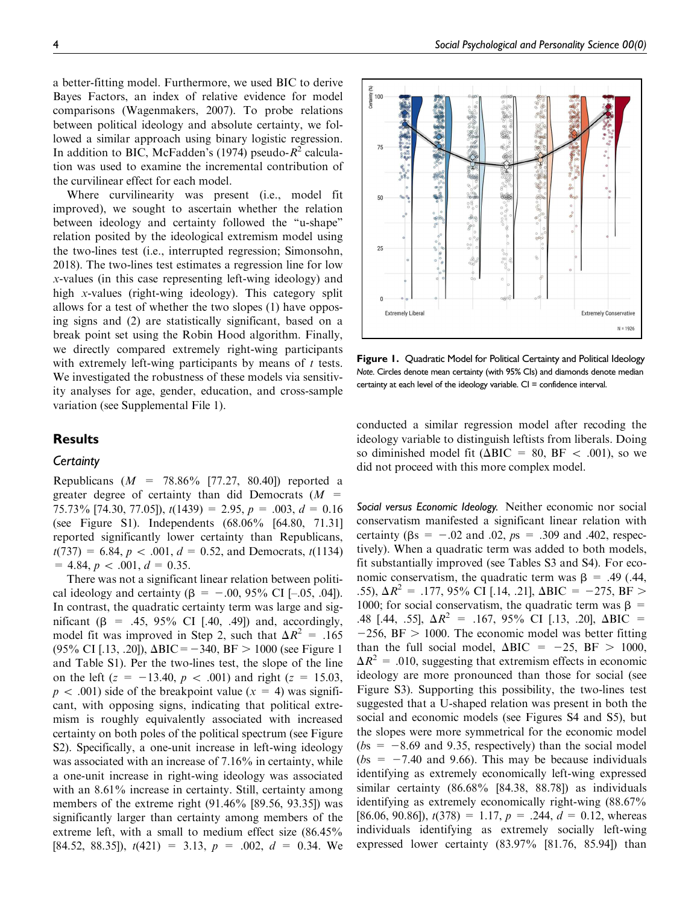a better-fitting model. Furthermore, we used BIC to derive Bayes Factors, an index of relative evidence for model comparisons (Wagenmakers, 2007). To probe relations between political ideology and absolute certainty, we followed a similar approach using binary logistic regression. In addition to BIC, McFadden's (1974) pseudo-$R^2$ calculation was used to examine the incremental contribution of the curvilinear effect for each model.

Where curvilinearity was present (i.e., model fit improved), we sought to ascertain whether the relation between ideology and certainty followed the "u-shape" relation posited by the ideological extremism model using the two-lines test (i.e., interrupted regression; Simonsohn, 2018). The two-lines test estimates a regression line for low $x$-values (in this case representing left-wing ideology) and high $x$-values (right-wing ideology). This category split allows for a test of whether the two slopes (1) have opposing signs and (2) are statistically significant, based on a break point set using the Robin Hood algorithm. Finally, we directly compared extremely right-wing participants with extremely left-wing participants by means of $t$ tests. We investigated the robustness of these models via sensitivity analyses for age, gender, education, and cross-sample variation (see Supplemental File 1).

## Results

### Certainty

Republicans ($M$ = 78.86% [77.27, 80.40]) reported a greater degree of certainty than did Democrats ($M$ = 75.73% [74.30, 77.05]), $t(1439) = 2.95$, $p = .003$, $d = 0.16$ (see Figure S1). Independents (68.06% [64.80, 71.31] reported significantly lower certainty than Republicans, $t(737) = 6.84$, $p < .001$, $d = 0.52$, and Democrats, $t(1134) = 4.84$, $p < .001$, $d = 0.35$.

There was not a significant linear relation between political ideology and certainty ($\beta = -.00$, 95% CI [–.05, .04]). In contrast, the quadratic certainty term was large and significant ($\beta = .45$, 95% CI [.40, .49]) and, accordingly, model fit was improved in Step 2, such that $\Delta R^2 = .165$ (95% CI [.13, .20]), $\Delta$BIC = −340, BF > 1000 (see Figure 1 and Table S1). Per the two-lines test, the slope of the line on the left ($z = -13.40$, $p < .001$) and right ($z = 15.03$, $p < .001$) side of the breakpoint value ($x = 4$) was significant, with opposing signs, indicating that political extremism is roughly equivalently associated with increased certainty on both poles of the political spectrum (see Figure S2). Specifically, a one-unit increase in left-wing ideology was associated with an increase of 7.16% in certainty, while a one-unit increase in right-wing ideology was associated with an 8.61% increase in certainty. Still, certainty among members of the extreme right (91.46% [89.56, 93.35]) was significantly larger than certainty among members of the extreme left, with a small to medium effect size (86.45% [84.52, 88.35]), $t(421) = 3.13$, $p = .002$, $d = 0.34$. We conducted a similar regression model after recoding the ideology variable to distinguish leftists from liberals. Doing so diminished model fit ($\Delta$BIC = 80, BF < .001), so we did not proceed with this more complex model.

**Figure 1.** Quadratic Model for Political Certainty and Political Ideology
*Note.* Circles denote mean certainty (with 95% CIs) and diamonds denote median certainty at each level of the ideology variable. CI = confidence interval.

*Social versus Economic Ideology.* Neither economic nor social conservatism manifested a significant linear relation with certainty ($\beta$s = −.02 and .02, $p$s = .309 and .402, respectively). When a quadratic term was added to both models, fit substantially improved (see Tables S3 and S4). For economic conservatism, the quadratic term was $\beta = .49$ (.44, .55), $\Delta R^2 = .177$, 95% CI [.14, .21], $\Delta$BIC = −275, BF > 1000; for social conservatism, the quadratic term was $\beta = .48$ [.44, .55], $\Delta R^2 = .167$, 95% CI [.13, .20], $\Delta$BIC = −256, BF > 1000. The economic model was better fitting than the full social model, $\Delta$BIC = −25, BF > 1000, $\Delta R^2 = .010$, suggesting that extremism effects in economic ideology are more pronounced than those for social (see Figure S3). Supporting this possibility, the two-lines test suggested that a U-shaped relation was present in both the social and economic models (see Figures S4 and S5), but the slopes were more symmetrical for the economic model ($b$s = −8.69 and 9.35, respectively) than the social model ($b$s = −7.40 and 9.66). This may be because individuals identifying as extremely economically left-wing expressed similar certainty (86.68% [84.38, 88.78]) as individuals identifying as extremely economically right-wing (88.67% [86.06, 90.86]), $t(378) = 1.17$, $p = .244$, $d = 0.12$, whereas individuals identifying as extremely socially left-wing expressed lower certainty (83.97% [81.76, 85.94]) than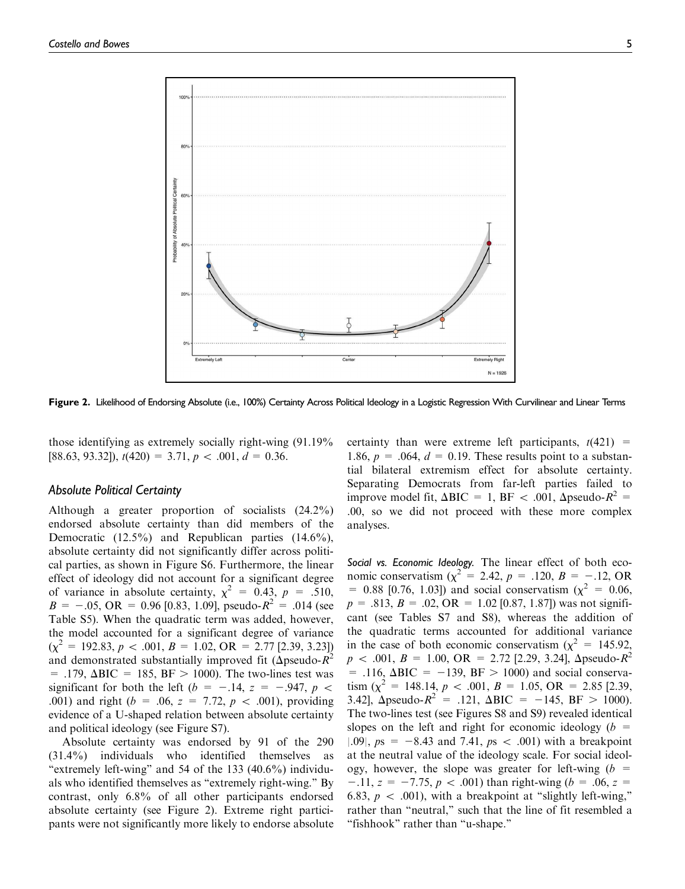Figure 2. Likelihood of Endorsing Absolute (i.e., 100%) Certainty Across Political Ideology in a Logistic Regression With Curvilinear and Linear Terms

those identifying as extremely socially right-wing (91.19% [88.63, 93.32]), $t(420) = 3.71$, $p < .001$, $d = 0.36$.

### Absolute Political Certainty

Although a greater proportion of socialists (24.2%) endorsed absolute certainty than did members of the Democratic (12.5%) and Republican parties (14.6%), absolute certainty did not significantly differ across political parties, as shown in Figure S6. Furthermore, the linear effect of ideology did not account for a significant degree of variance in absolute certainty, $\chi^2 = 0.43$, $p = .510$, $B = -.05$, OR = 0.96 [0.83, 1.09], pseudo-$R^2 = .014$ (see Table S5). When the quadratic term was added, however, the model accounted for a significant degree of variance ($\chi^2 = 192.83$, $p < .001$, $B = 1.02$, OR = 2.77 [2.39, 3.23]) and demonstrated substantially improved fit ($\Delta$pseudo-$R^2 = .179$, $\Delta$BIC = 185, BF > 1000). The two-lines test was significant for both the left ($b = -.14$, $z = -.947$, $p < .001$) and right ($b = .06$, $z = 7.72$, $p < .001$), providing evidence of a U-shaped relation between absolute certainty and political ideology (see Figure S7).

Absolute certainty was endorsed by 91 of the 290 (31.4%) individuals who identified themselves as "extremely left-wing" and 54 of the 133 (40.6%) individuals who identified themselves as "extremely right-wing." By contrast, only 6.8% of all other participants endorsed absolute certainty (see Figure 2). Extreme right participants were not significantly more likely to endorse absolute certainty than were extreme left participants, $t(421) = 1.86$, $p = .064$, $d = 0.19$. These results point to a substantial bilateral extremism effect for absolute certainty. Separating Democrats from far-left parties failed to improve model fit, $\Delta$BIC = 1, BF < .001, $\Delta$pseudo-$R^2 = .00$, so we did not proceed with these more complex analyses.

*Social vs. Economic Ideology.* The linear effect of both economic conservatism ($\chi^2 = 2.42$, $p = .120$, $B = -.12$, OR = 0.88 [0.76, 1.03]) and social conservatism ($\chi^2 = 0.06$, $p = .813$, $B = .02$, OR = 1.02 [0.87, 1.87]) was not significant (see Tables S7 and S8), whereas the addition of the quadratic terms accounted for additional variance in the case of both economic conservatism ($\chi^2 = 145.92$, $p < .001$, $B = 1.00$, OR = 2.72 [2.29, 3.24], $\Delta$pseudo-$R^2 = .116$, $\Delta$BIC = −139, BF > 1000) and social conservatism ($\chi^2 = 148.14$, $p < .001$, $B = 1.05$, OR = 2.85 [2.39, 3.42], $\Delta$pseudo-$R^2 = .121$, $\Delta$BIC = −145, BF > 1000). The two-lines test (see Figures S8 and S9) revealed identical slopes on the left and right for economic ideology ($b = |.09|$, $ps = -8.43$ and 7.41, $ps < .001$) with a breakpoint at the neutral value of the ideology scale. For social ideology, however, the slope was greater for left-wing ($b = -.11$, $z = -7.75$, $p < .001$) than right-wing ($b = .06$, $z = 6.83$, $p < .001$), with a breakpoint at "slightly left-wing," rather than "neutral," such that the line of fit resembled a "fishhook" rather than "u-shape."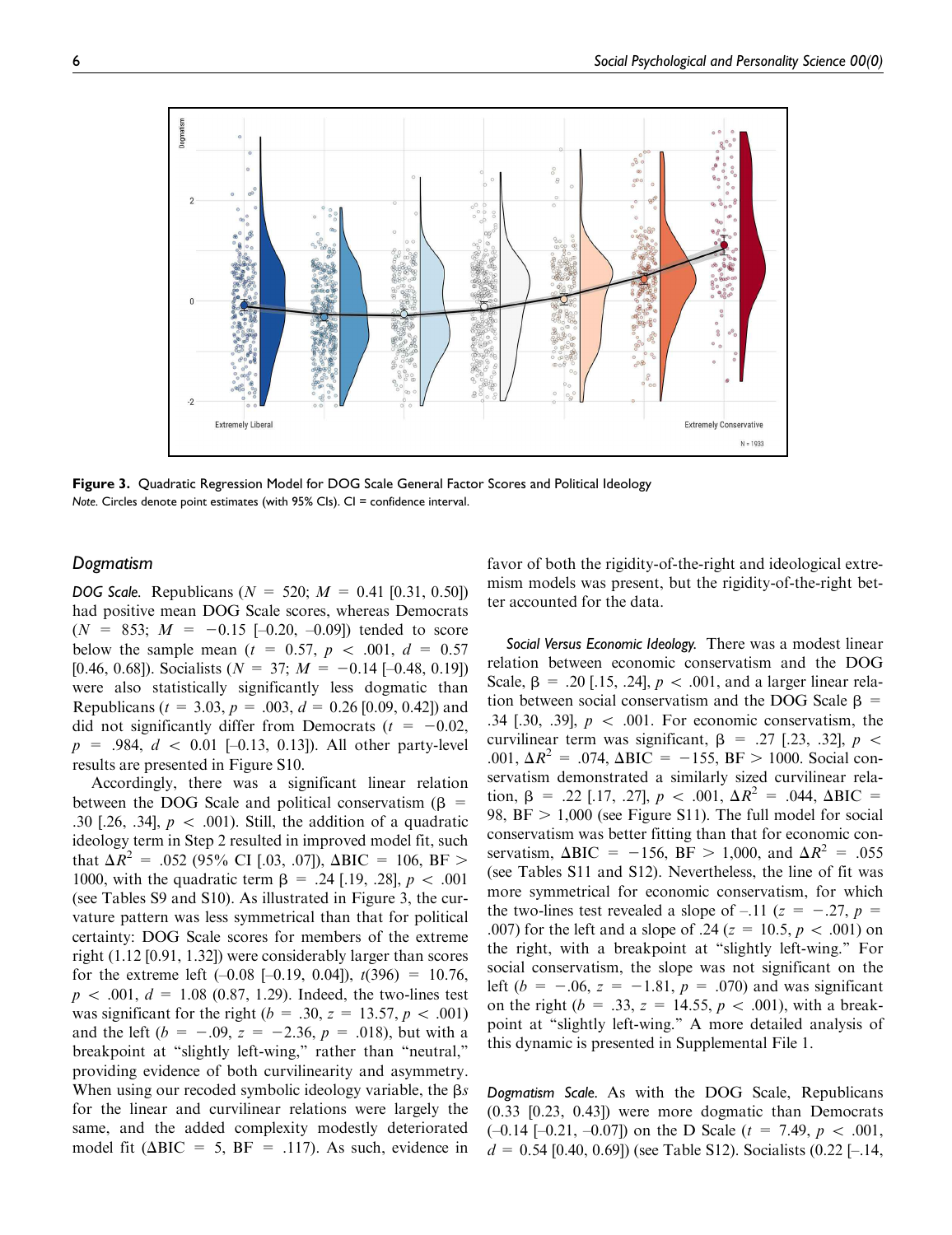**Figure 3.** Quadratic Regression Model for DOG Scale General Factor Scores and Political Ideology
*Note.* Circles denote point estimates (with 95% CIs). CI = confidence interval.

### Dogmatism

*DOG Scale.* Republicans ($N = 520$; $M = 0.41$ [0.31, 0.50]) had positive mean DOG Scale scores, whereas Democrats ($N = 853$; $M = -0.15$ [–0.20, –0.09]) tended to score below the sample mean ($t = 0.57$, $p < .001$, $d = 0.57$ [0.46, 0.68]). Socialists ($N = 37$; $M = -0.14$ [–0.48, 0.19]) were also statistically significantly less dogmatic than Republicans ($t = 3.03$, $p = .003$, $d = 0.26$ [0.09, 0.42]) and did not significantly differ from Democrats ($t = -0.02$, $p = .984$, $d < 0.01$ [–0.13, 0.13]). All other party-level results are presented in Figure S10.

Accordingly, there was a significant linear relation between the DOG Scale and political conservatism ($\beta = .30$ [.26, .34], $p < .001$). Still, the addition of a quadratic ideology term in Step 2 resulted in improved model fit, such that $\Delta R^2 = .052$ (95% CI [.03, .07]), $\Delta \text{BIC} = 106$, $\text{BF} > 1000$, with the quadratic term $\beta = .24$ [.19, .28], $p < .001$ (see Tables S9 and S10). As illustrated in Figure 3, the curvature pattern was less symmetrical than that for political certainty: DOG Scale scores for members of the extreme right (1.12 [0.91, 1.32]) were considerably larger than scores for the extreme left (–0.08 [–0.19, 0.04]), $t(396) = 10.76$, $p < .001$, $d = 1.08$ (0.87, 1.29). Indeed, the two-lines test was significant for the right ($b = .30$, $z = 13.57$, $p < .001$) and the left ($b = -.09$, $z = -2.36$, $p = .018$), but with a breakpoint at "slightly left-wing," rather than "neutral," providing evidence of both curvilinearity and asymmetry. When using our recoded symbolic ideology variable, the $\beta s$ for the linear and curvilinear relations were largely the same, and the added complexity modestly deteriorated model fit ($\Delta \text{BIC} = 5$, $\text{BF} = .117$). As such, evidence in favor of both the rigidity-of-the-right and ideological extremism models was present, but the rigidity-of-the-right better accounted for the data.

*Social Versus Economic Ideology.* There was a modest linear relation between economic conservatism and the DOG Scale, $\beta = .20$ [.15, .24], $p < .001$, and a larger linear relation between social conservatism and the DOG Scale $\beta = .34$ [.30, .39], $p < .001$. For economic conservatism, the curvilinear term was significant, $\beta = .27$ [.23, .32], $p < .001$, $\Delta R^2 = .074$, $\Delta \text{BIC} = -155$, $\text{BF} > 1000$. Social conservatism demonstrated a similarly sized curvilinear relation, $\beta = .22$ [.17, .27], $p < .001$, $\Delta R^2 = .044$, $\Delta \text{BIC} = 98$, $\text{BF} > 1{,}000$ (see Figure S11). The full model for social conservatism was better fitting than that for economic conservatism, $\Delta \text{BIC} = -156$, $\text{BF} > 1{,}000$, and $\Delta R^2 = .055$ (see Tables S11 and S12). Nevertheless, the line of fit was more symmetrical for economic conservatism, for which the two-lines test revealed a slope of –.11 ($z = -.27$, $p = .007$) for the left and a slope of .24 ($z = 10.5$, $p < .001$) on the right, with a breakpoint at "slightly left-wing." For social conservatism, the slope was not significant on the left ($b = -.06$, $z = -1.81$, $p = .070$) and was significant on the right ($b = .33$, $z = 14.55$, $p < .001$), with a breakpoint at "slightly left-wing." A more detailed analysis of this dynamic is presented in Supplemental File 1.

*Dogmatism Scale.* As with the DOG Scale, Republicans (0.33 [0.23, 0.43]) were more dogmatic than Democrats (–0.14 [–0.21, –0.07]) on the D Scale ($t = 7.49$, $p < .001$, $d = 0.54$ [0.40, 0.69]) (see Table S12). Socialists (0.22 [–.14,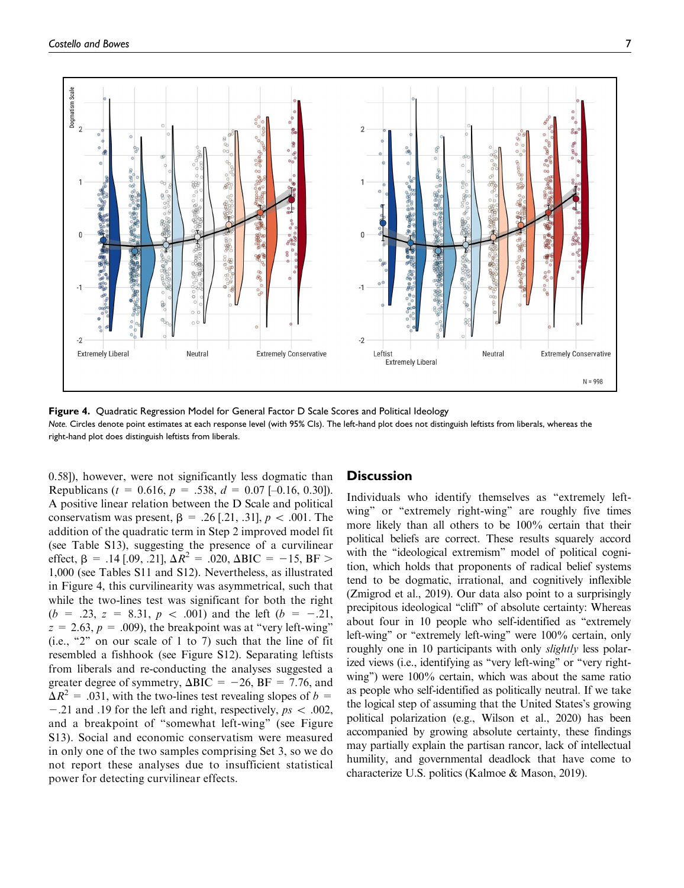**Figure 4.** Quadratic Regression Model for General Factor D Scale Scores and Political Ideology

*Note.* Circles denote point estimates at each response level (with 95% CIs). The left-hand plot does not distinguish leftists from liberals, whereas the right-hand plot does distinguish leftists from liberals.

0.58]), however, were not significantly less dogmatic than Republicans ($t$ = 0.616, $p$ = .538, $d$ = 0.07 [–0.16, 0.30]). A positive linear relation between the D Scale and political conservatism was present, $\beta$ = .26 [.21, .31], $p$ < .001. The addition of the quadratic term in Step 2 improved model fit (see Table S13), suggesting the presence of a curvilinear effect, $\beta$ = .14 [.09, .21], $\Delta R^2$ = .020, $\Delta$BIC = −15, BF > 1,000 (see Tables S11 and S12). Nevertheless, as illustrated in Figure 4, this curvilinearity was asymmetrical, such that while the two-lines test was significant for both the right ($b$ = .23, $z$ = 8.31, $p$ < .001) and the left ($b$ = −.21, $z$ = 2.63, $p$ = .009), the breakpoint was at "very left-wing" (i.e., "2" on our scale of 1 to 7) such that the line of fit resembled a fishhook (see Figure S12). Separating leftists from liberals and re-conducting the analyses suggested a greater degree of symmetry, $\Delta$BIC = −26, BF = 7.76, and $\Delta R^2$ = .031, with the two-lines test revealing slopes of $b$ = −.21 and .19 for the left and right, respectively, $ps$ < .002, and a breakpoint of "somewhat left-wing" (see Figure S13). Social and economic conservatism were measured in only one of the two samples comprising Set 3, so we do not report these analyses due to insufficient statistical power for detecting curvilinear effects.

## Discussion

Individuals who identify themselves as "extremely left-wing" or "extremely right-wing" are roughly five times more likely than all others to be 100% certain that their political beliefs are correct. These results squarely accord with the "ideological extremism" model of political cognition, which holds that proponents of radical belief systems tend to be dogmatic, irrational, and cognitively inflexible (Zmigrod et al., 2019). Our data also point to a surprisingly precipitous ideological "cliff" of absolute certainty: Whereas about four in 10 people who self-identified as "extremely left-wing" or "extremely right-wing" were 100% certain, only roughly one in 10 participants with only *slightly* less polarized views (i.e., identifying as "very left-wing" or "very right-wing") were 100% certain, which was about the same ratio as people who self-identified as politically neutral. If we take the logical step of assuming that the United States's growing political polarization (e.g., Wilson et al., 2020) has been accompanied by growing absolute certainty, these findings may partially explain the partisan rancor, lack of intellectual humility, and governmental deadlock that have come to characterize U.S. politics (Kalmoe & Mason, 2019).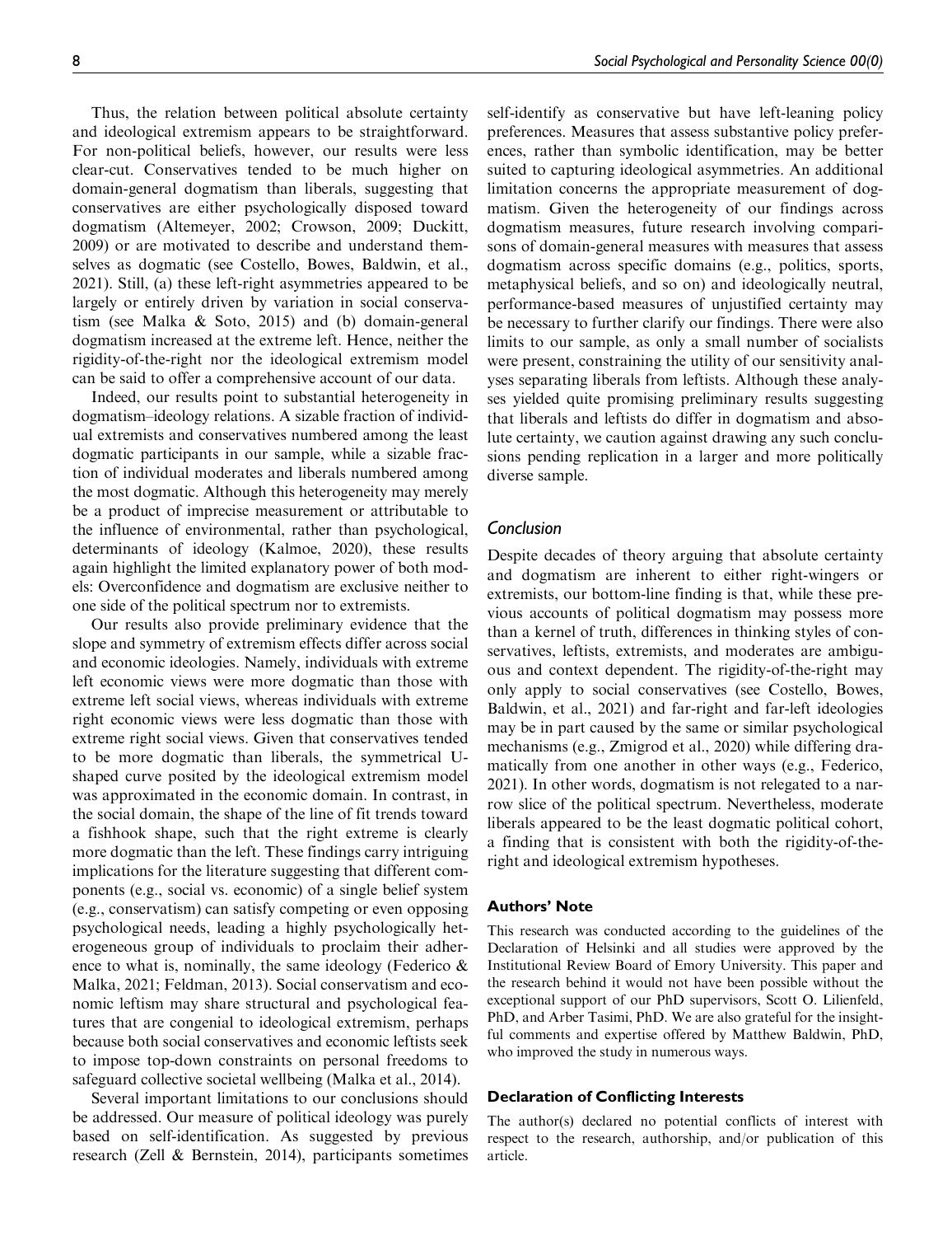Thus, the relation between political absolute certainty and ideological extremism appears to be straightforward. For non-political beliefs, however, our results were less clear-cut. Conservatives tended to be much higher on domain-general dogmatism than liberals, suggesting that conservatives are either psychologically disposed toward dogmatism (Altemeyer, 2002; Crowson, 2009; Duckitt, 2009) or are motivated to describe and understand themselves as dogmatic (see Costello, Bowes, Baldwin, et al., 2021). Still, (a) these left-right asymmetries appeared to be largely or entirely driven by variation in social conservatism (see Malka & Soto, 2015) and (b) domain-general dogmatism increased at the extreme left. Hence, neither the rigidity-of-the-right nor the ideological extremism model can be said to offer a comprehensive account of our data.

Indeed, our results point to substantial heterogeneity in dogmatism–ideology relations. A sizable fraction of individual extremists and conservatives numbered among the least dogmatic participants in our sample, while a sizable fraction of individual moderates and liberals numbered among the most dogmatic. Although this heterogeneity may merely be a product of imprecise measurement or attributable to the influence of environmental, rather than psychological, determinants of ideology (Kalmoe, 2020), these results again highlight the limited explanatory power of both models: Overconfidence and dogmatism are exclusive neither to one side of the political spectrum nor to extremists.

Our results also provide preliminary evidence that the slope and symmetry of extremism effects differ across social and economic ideologies. Namely, individuals with extreme left economic views were more dogmatic than those with extreme left social views, whereas individuals with extreme right economic views were less dogmatic than those with extreme right social views. Given that conservatives tended to be more dogmatic than liberals, the symmetrical U-shaped curve posited by the ideological extremism model was approximated in the economic domain. In contrast, in the social domain, the shape of the line of fit trends toward a fishhook shape, such that the right extreme is clearly more dogmatic than the left. These findings carry intriguing implications for the literature suggesting that different components (e.g., social vs. economic) of a single belief system (e.g., conservatism) can satisfy competing or even opposing psychological needs, leading a highly psychologically heterogeneous group of individuals to proclaim their adherence to what is, nominally, the same ideology (Federico & Malka, 2021; Feldman, 2013). Social conservatism and economic leftism may share structural and psychological features that are congenial to ideological extremism, perhaps because both social conservatives and economic leftists seek to impose top-down constraints on personal freedoms to safeguard collective societal wellbeing (Malka et al., 2014).

Several important limitations to our conclusions should be addressed. Our measure of political ideology was purely based on self-identification. As suggested by previous research (Zell & Bernstein, 2014), participants sometimes self-identify as conservative but have left-leaning policy preferences. Measures that assess substantive policy preferences, rather than symbolic identification, may be better suited to capturing ideological asymmetries. An additional limitation concerns the appropriate measurement of dogmatism. Given the heterogeneity of our findings across dogmatism measures, future research involving comparisons of domain-general measures with measures that assess dogmatism across specific domains (e.g., politics, sports, metaphysical beliefs, and so on) and ideologically neutral, performance-based measures of unjustified certainty may be necessary to further clarify our findings. There were also limits to our sample, as only a small number of socialists were present, constraining the utility of our sensitivity analyses separating liberals from leftists. Although these analyses yielded quite promising preliminary results suggesting that liberals and leftists do differ in dogmatism and absolute certainty, we caution against drawing any such conclusions pending replication in a larger and more politically diverse sample.

## Conclusion

Despite decades of theory arguing that absolute certainty and dogmatism are inherent to either right-wingers or extremists, our bottom-line finding is that, while these previous accounts of political dogmatism may possess more than a kernel of truth, differences in thinking styles of conservatives, leftists, extremists, and moderates are ambiguous and context dependent. The rigidity-of-the-right may only apply to social conservatives (see Costello, Bowes, Baldwin, et al., 2021) and far-right and far-left ideologies may be in part caused by the same or similar psychological mechanisms (e.g., Zmigrod et al., 2020) while differing dramatically from one another in other ways (e.g., Federico, 2021). In other words, dogmatism is not relegated to a narrow slice of the political spectrum. Nevertheless, moderate liberals appeared to be the least dogmatic political cohort, a finding that is consistent with both the rigidity-of-the-right and ideological extremism hypotheses.

### Authors' Note

This research was conducted according to the guidelines of the Declaration of Helsinki and all studies were approved by the Institutional Review Board of Emory University. This paper and the research behind it would not have been possible without the exceptional support of our PhD supervisors, Scott O. Lilienfeld, PhD, and Arber Tasimi, PhD. We are also grateful for the insightful comments and expertise offered by Matthew Baldwin, PhD, who improved the study in numerous ways.

### Declaration of Conflicting Interests

The author(s) declared no potential conflicts of interest with respect to the research, authorship, and/or publication of this article.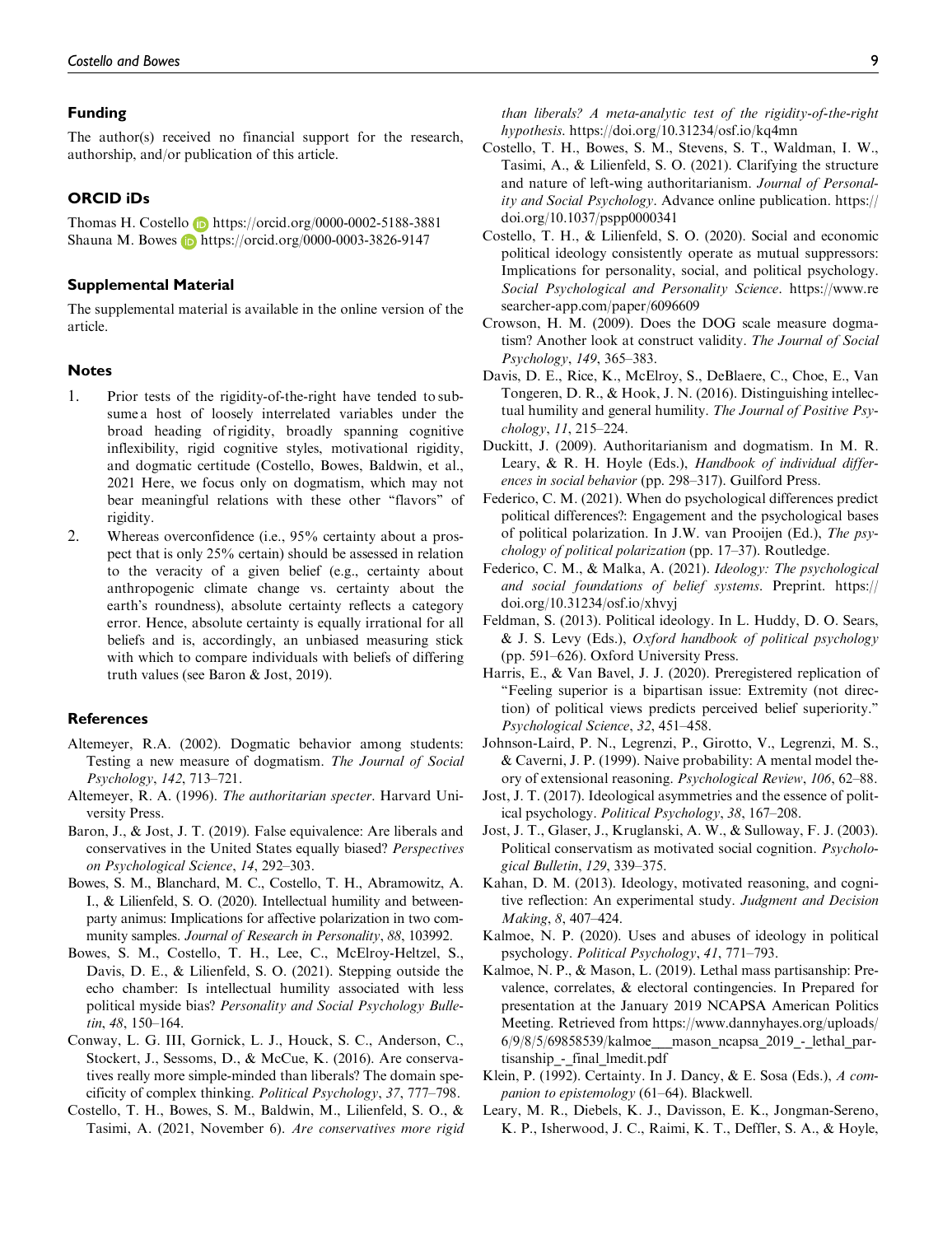## Funding

The author(s) received no financial support for the research, authorship, and/or publication of this article.

## ORCID iDs

Thomas H. Costello https://orcid.org/0000-0002-5188-3881
Shauna M. Bowes https://orcid.org/0000-0003-3826-9147

## Supplemental Material

The supplemental material is available in the online version of the article.

## Notes

1. Prior tests of the rigidity-of-the-right have tended to subsume a host of loosely interrelated variables under the broad heading of rigidity, broadly spanning cognitive inflexibility, rigid cognitive styles, motivational rigidity, and dogmatic certitude (Costello, Bowes, Baldwin, et al., 2021 Here, we focus only on dogmatism, which may not bear meaningful relations with these other "flavors" of rigidity.
2. Whereas overconfidence (i.e., 95% certainty about a prospect that is only 25% certain) should be assessed in relation to the veracity of a given belief (e.g., certainty about anthropogenic climate change vs. certainty about the earth's roundness), absolute certainty reflects a category error. Hence, absolute certainty is equally irrational for all beliefs and is, accordingly, an unbiased measuring stick with which to compare individuals with beliefs of differing truth values (see Baron & Jost, 2019).

## References

Altemeyer, R.A. (2002). Dogmatic behavior among students: Testing a new measure of dogmatism. *The Journal of Social Psychology*, *142*, 713–721.

Altemeyer, R. A. (1996). *The authoritarian specter*. Harvard University Press.

Baron, J., & Jost, J. T. (2019). False equivalence: Are liberals and conservatives in the United States equally biased? *Perspectives on Psychological Science*, *14*, 292–303.

Bowes, S. M., Blanchard, M. C., Costello, T. H., Abramowitz, A. I., & Lilienfeld, S. O. (2020). Intellectual humility and between-party animus: Implications for affective polarization in two community samples. *Journal of Research in Personality*, *88*, 103992.

Bowes, S. M., Costello, T. H., Lee, C., McElroy-Heltzel, S., Davis, D. E., & Lilienfeld, S. O. (2021). Stepping outside the echo chamber: Is intellectual humility associated with less political myside bias? *Personality and Social Psychology Bulletin*, *48*, 150–164.

Conway, L. G. III, Gornick, L. J., Houck, S. C., Anderson, C., Stockert, J., Sessoms, D., & McCue, K. (2016). Are conservatives really more simple-minded than liberals? The domain specificity of complex thinking. *Political Psychology*, *37*, 777–798.

Costello, T. H., Bowes, S. M., Baldwin, M., Lilienfeld, S. O., & Tasimi, A. (2021, November 6). *Are conservatives more rigid than liberals? A meta-analytic test of the rigidity-of-the-right hypothesis*. https://doi.org/10.31234/osf.io/kq4mn

Costello, T. H., Bowes, S. M., Stevens, S. T., Waldman, I. W., Tasimi, A., & Lilienfeld, S. O. (2021). Clarifying the structure and nature of left-wing authoritarianism. *Journal of Personality and Social Psychology*. Advance online publication. https://doi.org/10.1037/pspp0000341

Costello, T. H., & Lilienfeld, S. O. (2020). Social and economic political ideology consistently operate as mutual suppressors: Implications for personality, social, and political psychology. *Social Psychological and Personality Science*. https://www.researcher-app.com/paper/6096609

Crowson, H. M. (2009). Does the DOG scale measure dogmatism? Another look at construct validity. *The Journal of Social Psychology*, *149*, 365–383.

Davis, D. E., Rice, K., McElroy, S., DeBlaere, C., Choe, E., Van Tongeren, D. R., & Hook, J. N. (2016). Distinguishing intellectual humility and general humility. *The Journal of Positive Psychology*, *11*, 215–224.

Duckitt, J. (2009). Authoritarianism and dogmatism. In M. R. Leary, & R. H. Hoyle (Eds.), *Handbook of individual differences in social behavior* (pp. 298–317). Guilford Press.

Federico, C. M. (2021). When do psychological differences predict political differences?: Engagement and the psychological bases of political polarization. In J.W. van Prooijen (Ed.), *The psychology of political polarization* (pp. 17–37). Routledge.

Federico, C. M., & Malka, A. (2021). *Ideology: The psychological and social foundations of belief systems*. Preprint. https://doi.org/10.31234/osf.io/xhvyj

Feldman, S. (2013). Political ideology. In L. Huddy, D. O. Sears, & J. S. Levy (Eds.), *Oxford handbook of political psychology* (pp. 591–626). Oxford University Press.

Harris, E., & Van Bavel, J. J. (2020). Preregistered replication of "Feeling superior is a bipartisan issue: Extremity (not direction) of political views predicts perceived belief superiority." *Psychological Science*, *32*, 451–458.

Johnson-Laird, P. N., Legrenzi, P., Girotto, V., Legrenzi, M. S., & Caverni, J. P. (1999). Naive probability: A mental model theory of extensional reasoning. *Psychological Review*, *106*, 62–88.

Jost, J. T. (2017). Ideological asymmetries and the essence of political psychology. *Political Psychology*, *38*, 167–208.

Jost, J. T., Glaser, J., Kruglanski, A. W., & Sulloway, F. J. (2003). Political conservatism as motivated social cognition. *Psychological Bulletin*, *129*, 339–375.

Kahan, D. M. (2013). Ideology, motivated reasoning, and cognitive reflection: An experimental study. *Judgment and Decision Making*, *8*, 407–424.

Kalmoe, N. P. (2020). Uses and abuses of ideology in political psychology. *Political Psychology*, *41*, 771–793.

Kalmoe, N. P., & Mason, L. (2019). Lethal mass partisanship: Prevalence, correlates, & electoral contingencies. In Prepared for presentation at the January 2019 NCAPSA American Politics Meeting. Retrieved from https://www.dannyhayes.org/uploads/6/9/8/5/69858539/kalmoe___mason_ncapsa_2019_-_lethal_partisanship_-_final_lmedit.pdf

Klein, P. (1992). Certainty. In J. Dancy, & E. Sosa (Eds.), *A companion to epistemology* (61–64). Blackwell.

Leary, M. R., Diebels, K. J., Davisson, E. K., Jongman-Sereno, K. P., Isherwood, J. C., Raimi, K. T., Deffler, S. A., & Hoyle,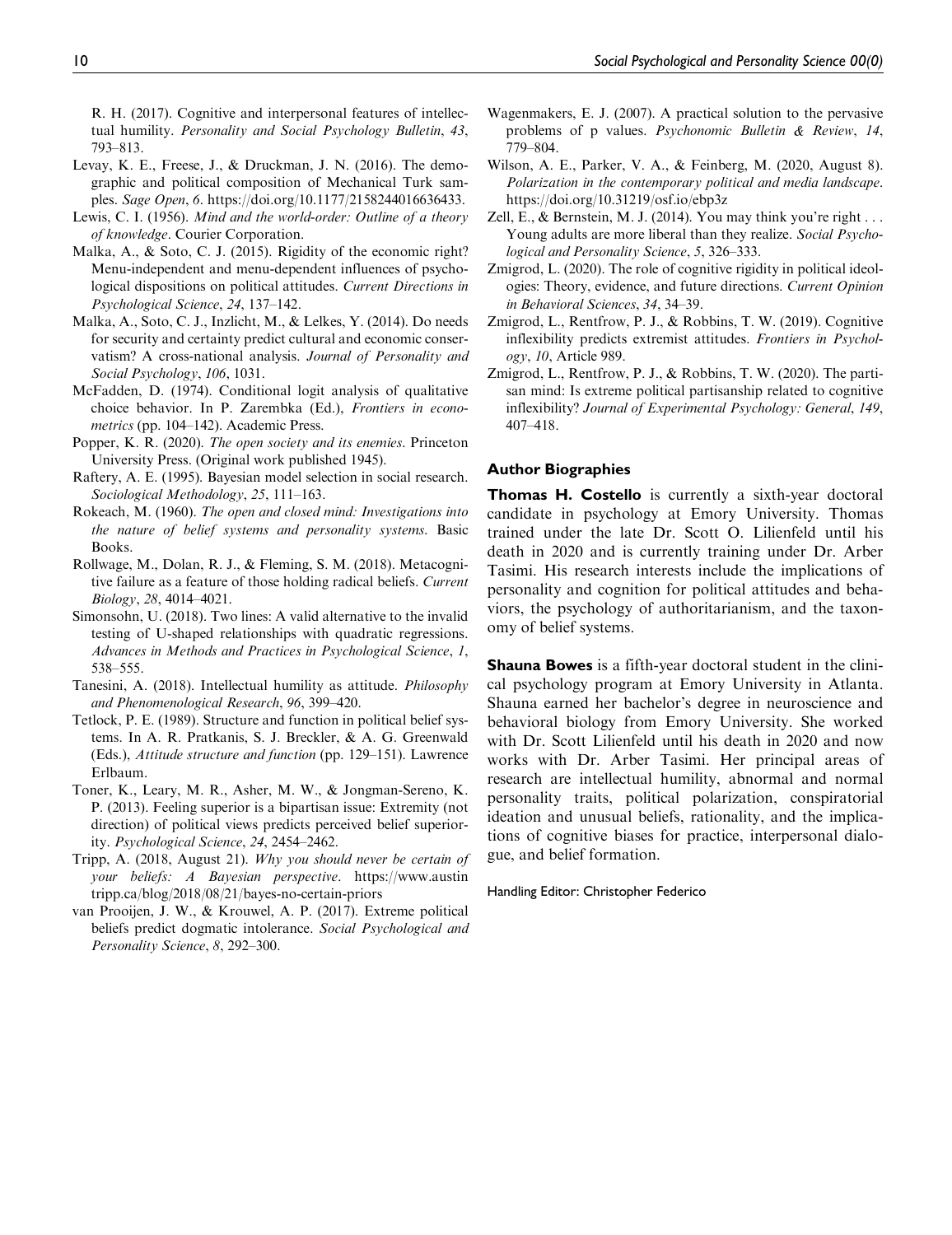R. H. (2017). Cognitive and interpersonal features of intellectual humility. *Personality and Social Psychology Bulletin*, *43*, 793–813.

Levay, K. E., Freese, J., & Druckman, J. N. (2016). The demographic and political composition of Mechanical Turk samples. *Sage Open*, *6*. https://doi.org/10.1177/2158244016636433.

Lewis, C. I. (1956). *Mind and the world-order: Outline of a theory of knowledge*. Courier Corporation.

Malka, A., & Soto, C. J. (2015). Rigidity of the economic right? Menu-independent and menu-dependent influences of psychological dispositions on political attitudes. *Current Directions in Psychological Science*, *24*, 137–142.

Malka, A., Soto, C. J., Inzlicht, M., & Lelkes, Y. (2014). Do needs for security and certainty predict cultural and economic conservatism? A cross-national analysis. *Journal of Personality and Social Psychology*, *106*, 1031.

McFadden, D. (1974). Conditional logit analysis of qualitative choice behavior. In P. Zarembka (Ed.), *Frontiers in econometrics* (pp. 104–142). Academic Press.

Popper, K. R. (2020). *The open society and its enemies*. Princeton University Press. (Original work published 1945).

Raftery, A. E. (1995). Bayesian model selection in social research. *Sociological Methodology*, *25*, 111–163.

Rokeach, M. (1960). *The open and closed mind: Investigations into the nature of belief systems and personality systems*. Basic Books.

Rollwage, M., Dolan, R. J., & Fleming, S. M. (2018). Metacognitive failure as a feature of those holding radical beliefs. *Current Biology*, *28*, 4014–4021.

Simonsohn, U. (2018). Two lines: A valid alternative to the invalid testing of U-shaped relationships with quadratic regressions. *Advances in Methods and Practices in Psychological Science*, *1*, 538–555.

Tanesini, A. (2018). Intellectual humility as attitude. *Philosophy and Phenomenological Research*, *96*, 399–420.

Tetlock, P. E. (1989). Structure and function in political belief systems. In A. R. Pratkanis, S. J. Breckler, & A. G. Greenwald (Eds.), *Attitude structure and function* (pp. 129–151). Lawrence Erlbaum.

Toner, K., Leary, M. R., Asher, M. W., & Jongman-Sereno, K. P. (2013). Feeling superior is a bipartisan issue: Extremity (not direction) of political views predicts perceived belief superiority. *Psychological Science*, *24*, 2454–2462.

Tripp, A. (2018, August 21). *Why you should never be certain of your beliefs: A Bayesian perspective*. https://www.austintripp.ca/blog/2018/08/21/bayes-no-certain-priors

van Prooijen, J. W., & Krouwel, A. P. (2017). Extreme political beliefs predict dogmatic intolerance. *Social Psychological and Personality Science*, *8*, 292–300.

Wagenmakers, E. J. (2007). A practical solution to the pervasive problems of p values. *Psychonomic Bulletin & Review*, *14*, 779–804.

Wilson, A. E., Parker, V. A., & Feinberg, M. (2020, August 8). *Polarization in the contemporary political and media landscape*. https://doi.org/10.31219/osf.io/ebp3z

Zell, E., & Bernstein, M. J. (2014). You may think you're right . . . Young adults are more liberal than they realize. *Social Psychological and Personality Science*, *5*, 326–333.

Zmigrod, L. (2020). The role of cognitive rigidity in political ideologies: Theory, evidence, and future directions. *Current Opinion in Behavioral Sciences*, *34*, 34–39.

Zmigrod, L., Rentfrow, P. J., & Robbins, T. W. (2019). Cognitive inflexibility predicts extremist attitudes. *Frontiers in Psychology*, *10*, Article 989.

Zmigrod, L., Rentfrow, P. J., & Robbins, T. W. (2020). The partisan mind: Is extreme political partisanship related to cognitive inflexibility? *Journal of Experimental Psychology: General*, *149*, 407–418.

## Author Biographies

**Thomas H. Costello** is currently a sixth-year doctoral candidate in psychology at Emory University. Thomas trained under the late Dr. Scott O. Lilienfeld until his death in 2020 and is currently training under Dr. Arber Tasimi. His research interests include the implications of personality and cognition for political attitudes and behaviors, the psychology of authoritarianism, and the taxonomy of belief systems.

**Shauna Bowes** is a fifth-year doctoral student in the clinical psychology program at Emory University in Atlanta. Shauna earned her bachelor's degree in neuroscience and behavioral biology from Emory University. She worked with Dr. Scott Lilienfeld until his death in 2020 and now works with Dr. Arber Tasimi. Her principal areas of research are intellectual humility, abnormal and normal personality traits, political polarization, conspiratorial ideation and unusual beliefs, rationality, and the implications of cognitive biases for practice, interpersonal dialogue, and belief formation.

Handling Editor: Christopher Federico